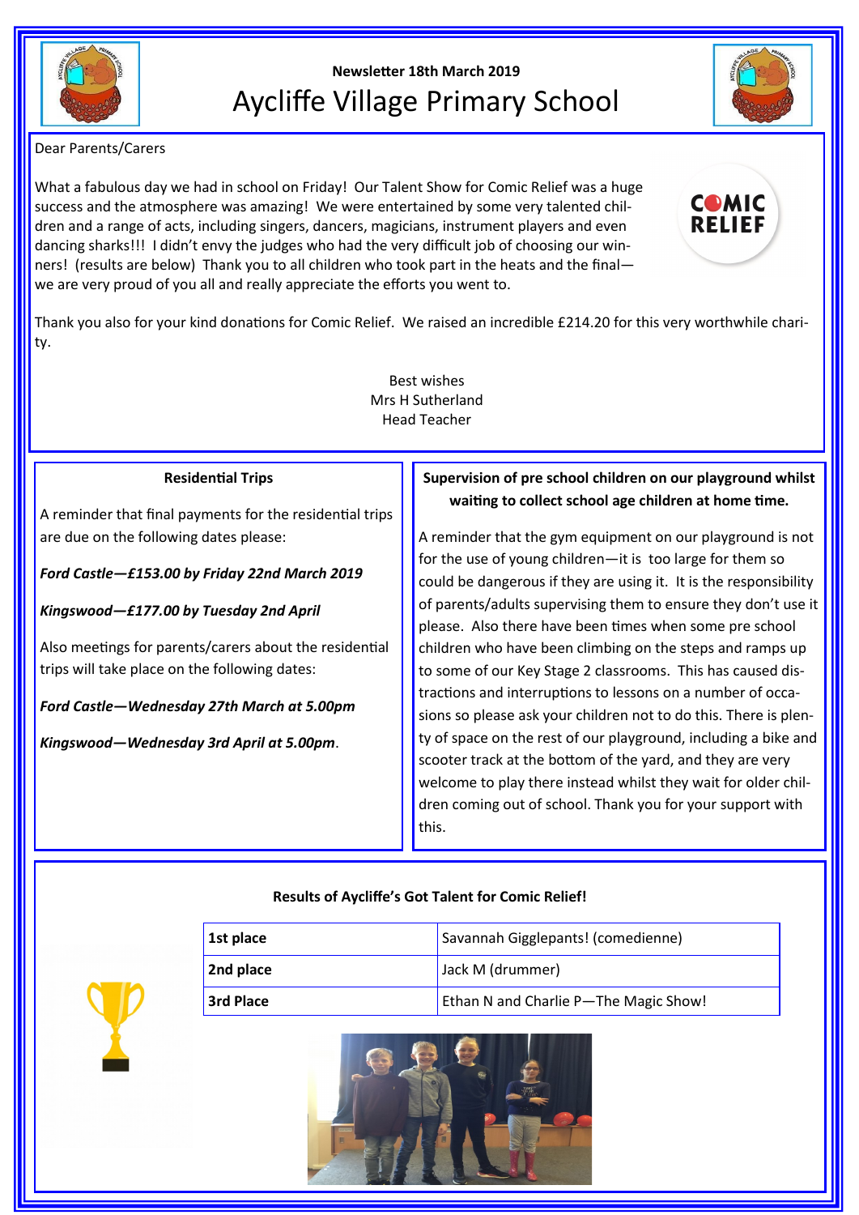**Newsletter 18th March 2019**

# Aycliffe Village Primary School

Dear Parents/Carers

What a fabulous day we had in school on Friday! Our Talent Show for Comic Relief was a huge success and the atmosphere was amazing! We were entertained by some very talented children and a range of acts, including singers, dancers, magicians, instrument players and even dancing sharks!!! I didn't envy the judges who had the very difficult job of choosing our winners! (results are below) Thank you to all children who took part in the heats and the final—we are very proud of you all and really appreciate the efforts you went to.

Thank you also for your kind donations for Comic Relief. We raised an incredible £214.20 for this very worthwhile charity.

Best wishes
Mrs H Sutherland
Head Teacher

## Residential Trips

A reminder that final payments for the residential trips are due on the following dates please:

***Ford Castle—£153.00 by Friday 22nd March 2019***

***Kingswood—£177.00 by Tuesday 2nd April***

Also meetings for parents/carers about the residential trips will take place on the following dates:

***Ford Castle—Wednesday 27th March at 5.00pm***

***Kingswood—Wednesday 3rd April at 5.00pm***.

## Supervision of pre school children on our playground whilst waiting to collect school age children at home time.

A reminder that the gym equipment on our playground is not for the use of young children—it is too large for them so could be dangerous if they are using it. It is the responsibility of parents/adults supervising them to ensure they don't use it please. Also there have been times when some pre school children who have been climbing on the steps and ramps up to some of our Key Stage 2 classrooms. This has caused distractions and interruptions to lessons on a number of occasions so please ask your children not to do this. There is plenty of space on the rest of our playground, including a bike and scooter track at the bottom of the yard, and they are very welcome to play there instead whilst they wait for older children coming out of school. Thank you for your support with this.

## Results of Aycliffe's Got Talent for Comic Relief!

| | |
|---|---|
| **1st place** | Savannah Gigglepants! (comedienne) |
| **2nd place** | Jack M (drummer) |
| **3rd Place** | Ethan N and Charlie P—The Magic Show! |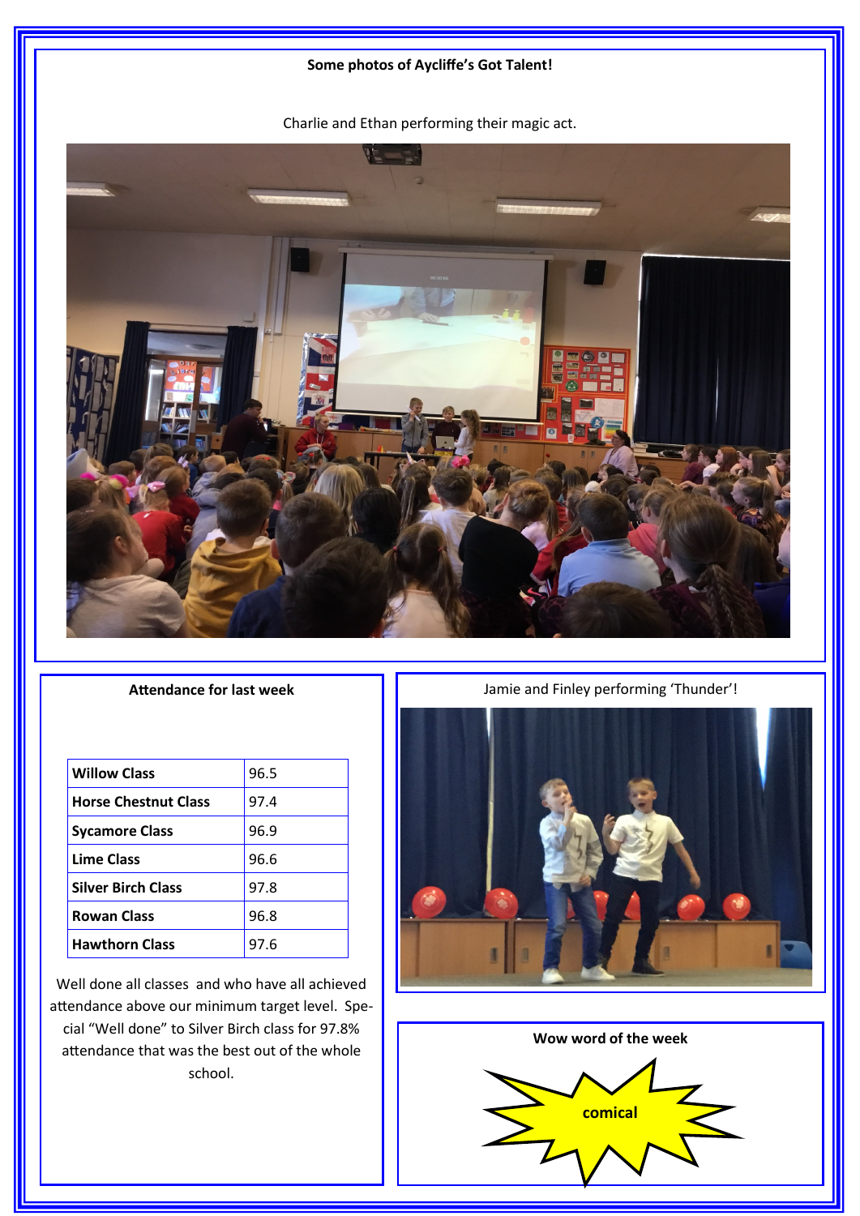**Some photos of Aycliffe's Got Talent!**

Charlie and Ethan performing their magic act.

**Attendance for last week**

| | |
|---|---|
| **Willow Class** | 96.5 |
| **Horse Chestnut Class** | 97.4 |
| **Sycamore Class** | 96.9 |
| **Lime Class** | 96.6 |
| **Silver Birch Class** | 97.8 |
| **Rowan Class** | 96.8 |
| **Hawthorn Class** | 97.6 |

Well done all classes and who have all achieved attendance above our minimum target level. Special "Well done" to Silver Birch class for 97.8% attendance that was the best out of the whole school.

Jamie and Finley performing 'Thunder'!

**Wow word of the week**

**comical**